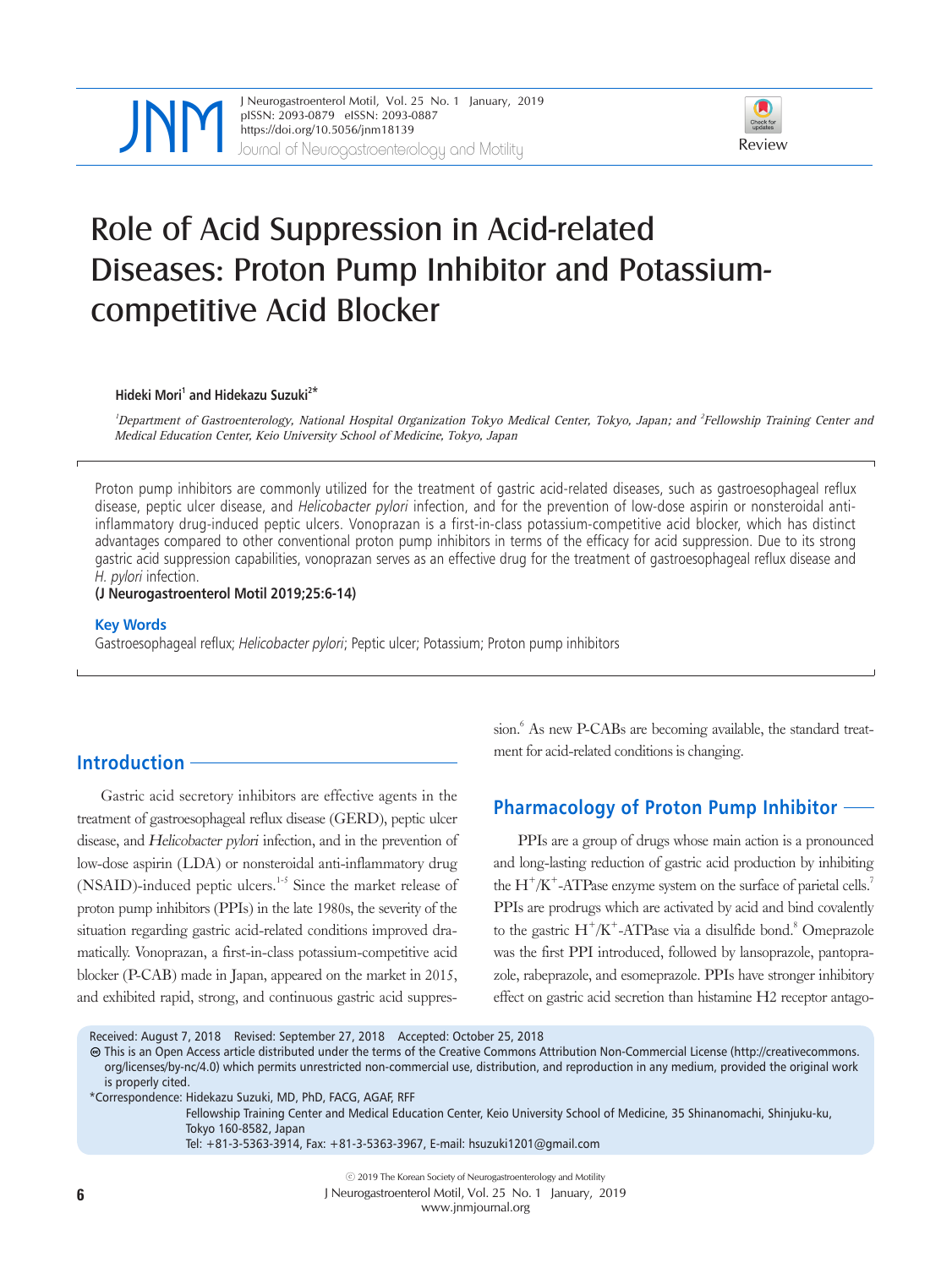# Role of Acid Suppression in Acid-related Diseases: Proton Pump Inhibitor and Potassium-competitive Acid Blocker

**Hideki Mori[1] and Hidekazu Suzuki[2*]**

*[1]Department of Gastroenterology, National Hospital Organization Tokyo Medical Center, Tokyo, Japan; and [2]Fellowship Training Center and Medical Education Center, Keio University School of Medicine, Tokyo, Japan*

Proton pump inhibitors are commonly utilized for the treatment of gastric acid-related diseases, such as gastroesophageal reflux disease, peptic ulcer disease, and *Helicobacter pylori* infection, and for the prevention of low-dose aspirin or nonsteroidal anti-inflammatory drug-induced peptic ulcers. Vonoprazan is a first-in-class potassium-competitive acid blocker, which has distinct advantages compared to other conventional proton pump inhibitors in terms of the efficacy for acid suppression. Due to its strong gastric acid suppression capabilities, vonoprazan serves as an effective drug for the treatment of gastroesophageal reflux disease and *H. pylori* infection.

**(J Neurogastroenterol Motil 2019;25:6-14)**

**Key Words**

Gastroesophageal reflux; *Helicobacter pylori*; Peptic ulcer; Potassium; Proton pump inhibitors

## Introduction

Gastric acid secretory inhibitors are effective agents in the treatment of gastroesophageal reflux disease (GERD), peptic ulcer disease, and *Helicobacter pylori* infection, and in the prevention of low-dose aspirin (LDA) or nonsteroidal anti-inflammatory drug (NSAID)-induced peptic ulcers.[1-5] Since the market release of proton pump inhibitors (PPIs) in the late 1980s, the severity of the situation regarding gastric acid-related conditions improved dramatically. Vonoprazan, a first-in-class potassium-competitive acid blocker (P-CAB) made in Japan, appeared on the market in 2015, and exhibited rapid, strong, and continuous gastric acid suppression.[6] As new P-CABs are becoming available, the standard treatment for acid-related conditions is changing.

## Pharmacology of Proton Pump Inhibitor

PPIs are a group of drugs whose main action is a pronounced and long-lasting reduction of gastric acid production by inhibiting the $H^+/K^+$-ATPase enzyme system on the surface of parietal cells.[7] PPIs are prodrugs which are activated by acid and bind covalently to the gastric $H^+/K^+$-ATPase via a disulfide bond.[8] Omeprazole was the first PPI introduced, followed by lansoprazole, pantoprazole, rabeprazole, and esomeprazole. PPIs have stronger inhibitory effect on gastric acid secretion than histamine H2 receptor antago-

Received: August 7, 2018 Revised: September 27, 2018 Accepted: October 25, 2018

This is an Open Access article distributed under the terms of the Creative Commons Attribution Non-Commercial License (http://creativecommons.org/licenses/by-nc/4.0) which permits unrestricted non-commercial use, distribution, and reproduction in any medium, provided the original work is properly cited.

*Correspondence: Hidekazu Suzuki, MD, PhD, FACG, AGAF, RFF
Fellowship Training Center and Medical Education Center, Keio University School of Medicine, 35 Shinanomachi, Shinjuku-ku, Tokyo 160-8582, Japan
Tel: +81-3-5363-3914, Fax: +81-3-5363-3967, E-mail: hsuzuki1201@gmail.com

© 2019 The Korean Society of Neurogastroenterology and Motility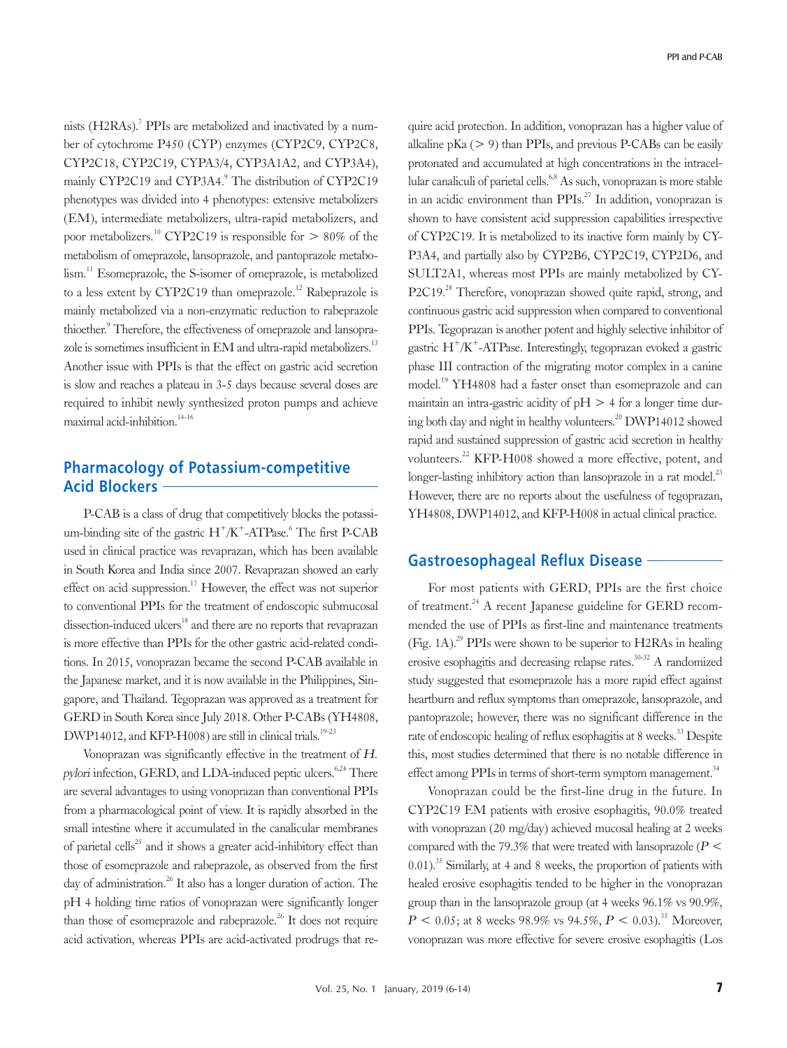nists (H2RAs).[7] PPIs are metabolized and inactivated by a number of cytochrome P450 (CYP) enzymes (CYP2C9, CYP2C8, CYP2C18, CYP2C19, CYPA3/4, CYP3A1A2, and CYP3A4), mainly CYP2C19 and CYP3A4.[9] The distribution of CYP2C19 phenotypes was divided into 4 phenotypes: extensive metabolizers (EM), intermediate metabolizers, ultra-rapid metabolizers, and poor metabolizers.[10] CYP2C19 is responsible for $>$ 80% of the metabolism of omeprazole, lansoprazole, and pantoprazole metabolism.[11] Esomeprazole, the S-isomer of omeprazole, is metabolized to a less extent by CYP2C19 than omeprazole.[12] Rabeprazole is mainly metabolized via a non-enzymatic reduction to rabeprazole thioether.[9] Therefore, the effectiveness of omeprazole and lansoprazole is sometimes insufficient in EM and ultra-rapid metabolizers.[13] Another issue with PPIs is that the effect on gastric acid secretion is slow and reaches a plateau in 3-5 days because several doses are required to inhibit newly synthesized proton pumps and achieve maximal acid-inhibition.[14-16]

## Pharmacology of Potassium-competitive Acid Blockers

P-CAB is a class of drug that competitively blocks the potassium-binding site of the gastric $H^+/K^+$-ATPase.[6] The first P-CAB used in clinical practice was revaprazan, which has been available in South Korea and India since 2007. Revaprazan showed an early effect on acid suppression.[17] However, the effect was not superior to conventional PPIs for the treatment of endoscopic submucosal dissection-induced ulcers[18] and there are no reports that revaprazan is more effective than PPIs for the other gastric acid-related conditions. In 2015, vonoprazan became the second P-CAB available in the Japanese market, and it is now available in the Philippines, Singapore, and Thailand. Tegoprazan was approved as a treatment for GERD in South Korea since July 2018. Other P-CABs (YH4808, DWP14012, and KFP-H008) are still in clinical trials.[19-23]

Vonoprazan was significantly effective in the treatment of *H. pylori* infection, GERD, and LDA-induced peptic ulcers.[6,24] There are several advantages to using vonoprazan than conventional PPIs from a pharmacological point of view. It is rapidly absorbed in the small intestine where it accumulated in the canalicular membranes of parietal cells[25] and it shows a greater acid-inhibitory effect than those of esomeprazole and rabeprazole, as observed from the first day of administration.[26] It also has a longer duration of action. The pH 4 holding time ratios of vonoprazan were significantly longer than those of esomeprazole and rabeprazole.[26] It does not require acid activation, whereas PPIs are acid-activated prodrugs that require acid protection. In addition, vonoprazan has a higher value of alkaline pKa ($>$ 9) than PPIs, and previous P-CABs can be easily protonated and accumulated at high concentrations in the intracellular canaliculi of parietal cells.[6,8] As such, vonoprazan is more stable in an acidic environment than PPIs.[27] In addition, vonoprazan is shown to have consistent acid suppression capabilities irrespective of CYP2C19. It is metabolized to its inactive form mainly by CYP3A4, and partially also by CYP2B6, CYP2C19, CYP2D6, and SULT2A1, whereas most PPIs are mainly metabolized by CYP2C19.[28] Therefore, vonoprazan showed quite rapid, strong, and continuous gastric acid suppression when compared to conventional PPIs. Tegoprazan is another potent and highly selective inhibitor of gastric $H^+/K^+$-ATPase. Interestingly, tegoprazan evoked a gastric phase III contraction of the migrating motor complex in a canine model.[19] YH4808 had a faster onset than esomeprazole and can maintain an intra-gastric acidity of pH $>$ 4 for a longer time during both day and night in healthy volunteers.[20] DWP14012 showed rapid and sustained suppression of gastric acid secretion in healthy volunteers.[22] KFP-H008 showed a more effective, potent, and longer-lasting inhibitory action than lansoprazole in a rat model.[23] However, there are no reports about the usefulness of tegoprazan, YH4808, DWP14012, and KFP-H008 in actual clinical practice.

## Gastroesophageal Reflux Disease

For most patients with GERD, PPIs are the first choice of treatment.[24] A recent Japanese guideline for GERD recommended the use of PPIs as first-line and maintenance treatments (Fig. 1A).[29] PPIs were shown to be superior to H2RAs in healing erosive esophagitis and decreasing relapse rates.[30-32] A randomized study suggested that esomeprazole has a more rapid effect against heartburn and reflux symptoms than omeprazole, lansoprazole, and pantoprazole; however, there was no significant difference in the rate of endoscopic healing of reflux esophagitis at 8 weeks.[33] Despite this, most studies determined that there is no notable difference in effect among PPIs in terms of short-term symptom management.[34]

Vonoprazan could be the first-line drug in the future. In CYP2C19 EM patients with erosive esophagitis, 90.0% treated with vonoprazan (20 mg/day) achieved mucosal healing at 2 weeks compared with the 79.3% that were treated with lansoprazole ($P <$ 0.01).[35] Similarly, at 4 and 8 weeks, the proportion of patients with healed erosive esophagitis tended to be higher in the vonoprazan group than in the lansoprazole group (at 4 weeks 96.1% vs 90.9%, $P <$ 0.05; at 8 weeks 98.9% vs 94.5%, $P <$ 0.03).[35] Moreover, vonoprazan was more effective for severe erosive esophagitis (Los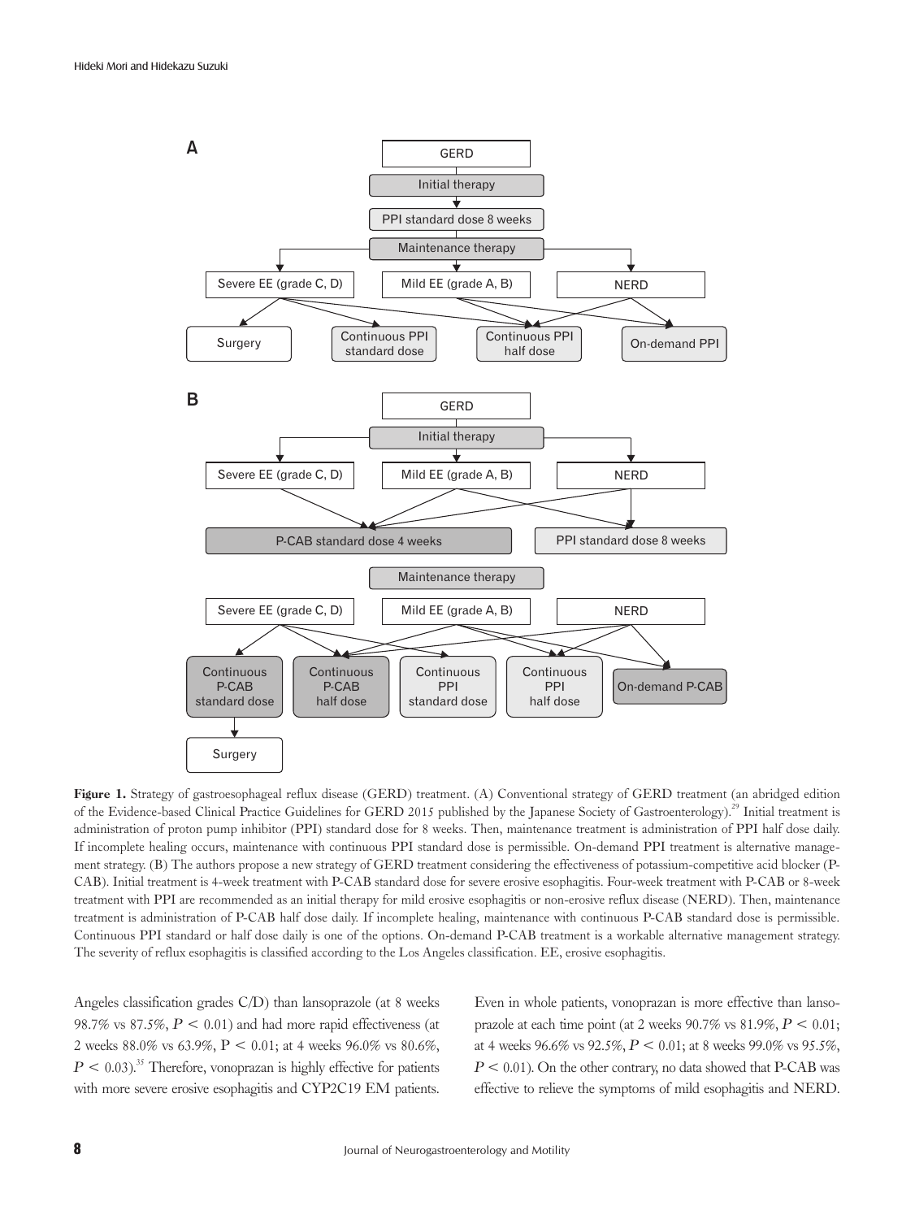**Figure 1.** Strategy of gastroesophageal reflux disease (GERD) treatment. (A) Conventional strategy of GERD treatment (an abridged edition of the Evidence-based Clinical Practice Guidelines for GERD 2015 published by the Japanese Society of Gastroenterology).[29] Initial treatment is administration of proton pump inhibitor (PPI) standard dose for 8 weeks. Then, maintenance treatment is administration of PPI half dose daily. If incomplete healing occurs, maintenance with continuous PPI standard dose is permissible. On-demand PPI treatment is alternative management strategy. (B) The authors propose a new strategy of GERD treatment considering the effectiveness of potassium-competitive acid blocker (P-CAB). Initial treatment is 4-week treatment with P-CAB standard dose for severe erosive esophagitis. Four-week treatment with P-CAB or 8-week treatment with PPI are recommended as an initial therapy for mild erosive esophagitis or non-erosive reflux disease (NERD). Then, maintenance treatment is administration of P-CAB half dose daily. If incomplete healing, maintenance with continuous P-CAB standard dose is permissible. Continuous PPI standard or half dose daily is one of the options. On-demand P-CAB treatment is a workable alternative management strategy. The severity of reflux esophagitis is classified according to the Los Angeles classification. EE, erosive esophagitis.

Angeles classification grades C/D) than lansoprazole (at 8 weeks 98.7% vs 87.5%, $P < 0.01$) and had more rapid effectiveness (at 2 weeks 88.0% vs 63.9%, $P < 0.01$; at 4 weeks 96.0% vs 80.6%, $P < 0.03$).[35] Therefore, vonoprazan is highly effective for patients with more severe erosive esophagitis and CYP2C19 EM patients. Even in whole patients, vonoprazan is more effective than lansoprazole at each time point (at 2 weeks 90.7% vs 81.9%, $P < 0.01$; at 4 weeks 96.6% vs 92.5%, $P < 0.01$; at 8 weeks 99.0% vs 95.5%, $P < 0.01$). On the other contrary, no data showed that P-CAB was effective to relieve the symptoms of mild esophagitis and NERD.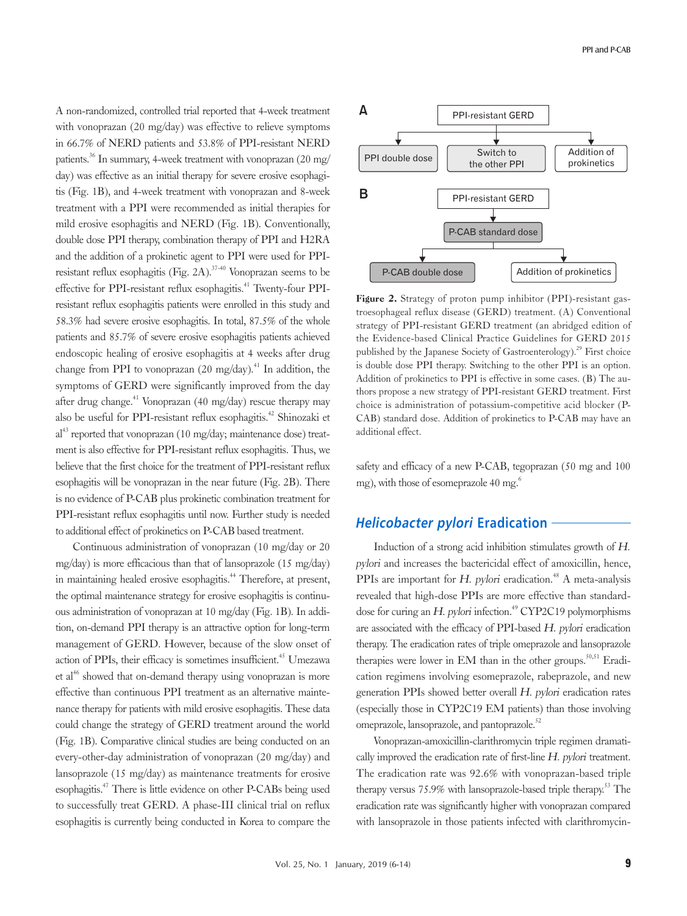A non-randomized, controlled trial reported that 4-week treatment with vonoprazan (20 mg/day) was effective to relieve symptoms in 66.7% of NERD patients and 53.8% of PPI-resistant NERD patients.[36] In summary, 4-week treatment with vonoprazan (20 mg/day) was effective as an initial therapy for severe erosive esophagitis (Fig. 1B), and 4-week treatment with vonoprazan and 8-week treatment with a PPI were recommended as initial therapies for mild erosive esophagitis and NERD (Fig. 1B). Conventionally, double dose PPI therapy, combination therapy of PPI and H2RA and the addition of a prokinetic agent to PPI were used for PPI-resistant reflux esophagitis (Fig. 2A).[37-40] Vonoprazan seems to be effective for PPI-resistant reflux esophagitis.[41] Twenty-four PPI-resistant reflux esophagitis patients were enrolled in this study and 58.3% had severe erosive esophagitis. In total, 87.5% of the whole patients and 85.7% of severe erosive esophagitis patients achieved endoscopic healing of erosive esophagitis at 4 weeks after drug change from PPI to vonoprazan (20 mg/day).[41] In addition, the symptoms of GERD were significantly improved from the day after drug change.[41] Vonoprazan (40 mg/day) rescue therapy may also be useful for PPI-resistant reflux esophagitis.[42] Shinozaki et al[43] reported that vonoprazan (10 mg/day; maintenance dose) treatment is also effective for PPI-resistant reflux esophagitis. Thus, we believe that the first choice for the treatment of PPI-resistant reflux esophagitis will be vonoprazan in the near future (Fig. 2B). There is no evidence of P-CAB plus prokinetic combination treatment for PPI-resistant reflux esophagitis until now. Further study is needed to additional effect of prokinetics on P-CAB based treatment.

Continuous administration of vonoprazan (10 mg/day or 20 mg/day) is more efficacious than that of lansoprazole (15 mg/day) in maintaining healed erosive esophagitis.[44] Therefore, at present, the optimal maintenance strategy for erosive esophagitis is continuous administration of vonoprazan at 10 mg/day (Fig. 1B). In addition, on-demand PPI therapy is an attractive option for long-term management of GERD. However, because of the slow onset of action of PPIs, their efficacy is sometimes insufficient.[45] Umezawa et al[46] showed that on-demand therapy using vonoprazan is more effective than continuous PPI treatment as an alternative maintenance therapy for patients with mild erosive esophagitis. These data could change the strategy of GERD treatment around the world (Fig. 1B). Comparative clinical studies are being conducted on an every-other-day administration of vonoprazan (20 mg/day) and lansoprazole (15 mg/day) as maintenance treatments for erosive esophagitis.[47] There is little evidence on other P-CABs being used to successfully treat GERD. A phase-III clinical trial on reflux esophagitis is currently being conducted in Korea to compare the safety and efficacy of a new P-CAB, tegoprazan (50 mg and 100 mg), with those of esomeprazole 40 mg.[6]

A: PPI-resistant GERD → PPI double dose / Switch to the other PPI / Addition of prokinetics

B: PPI-resistant GERD → P-CAB standard dose → P-CAB double dose / Addition of prokinetics

**Figure 2.** Strategy of proton pump inhibitor (PPI)-resistant gastroesophageal reflux disease (GERD) treatment. (A) Conventional strategy of PPI-resistant GERD treatment (an abridged edition of the Evidence-based Clinical Practice Guidelines for GERD 2015 published by the Japanese Society of Gastroenterology).[29] First choice is double dose PPI therapy. Switching to the other PPI is an option. Addition of prokinetics to PPI is effective in some cases. (B) The authors propose a new strategy of PPI-resistant GERD treatment. First choice is administration of potassium-competitive acid blocker (P-CAB) standard dose. Addition of prokinetics to P-CAB may have an additional effect.

## *Helicobacter pylori* Eradication

Induction of a strong acid inhibition stimulates growth of *H. pylori* and increases the bactericidal effect of amoxicillin, hence, PPIs are important for *H. pylori* eradication.[48] A meta-analysis revealed that high-dose PPIs are more effective than standard-dose for curing an *H. pylori* infection.[49] CYP2C19 polymorphisms are associated with the efficacy of PPI-based *H. pylori* eradication therapy. The eradication rates of triple omeprazole and lansoprazole therapies were lower in EM than in the other groups.[50,51] Eradication regimens involving esomeprazole, rabeprazole, and new generation PPIs showed better overall *H. pylori* eradication rates (especially those in CYP2C19 EM patients) than those involving omeprazole, lansoprazole, and pantoprazole.[52]

Vonoprazan-amoxicillin-clarithromycin triple regimen dramatically improved the eradication rate of first-line *H. pylori* treatment. The eradication rate was 92.6% with vonoprazan-based triple therapy versus 75.9% with lansoprazole-based triple therapy.[53] The eradication rate was significantly higher with vonoprazan compared with lansoprazole in those patients infected with clarithromycin-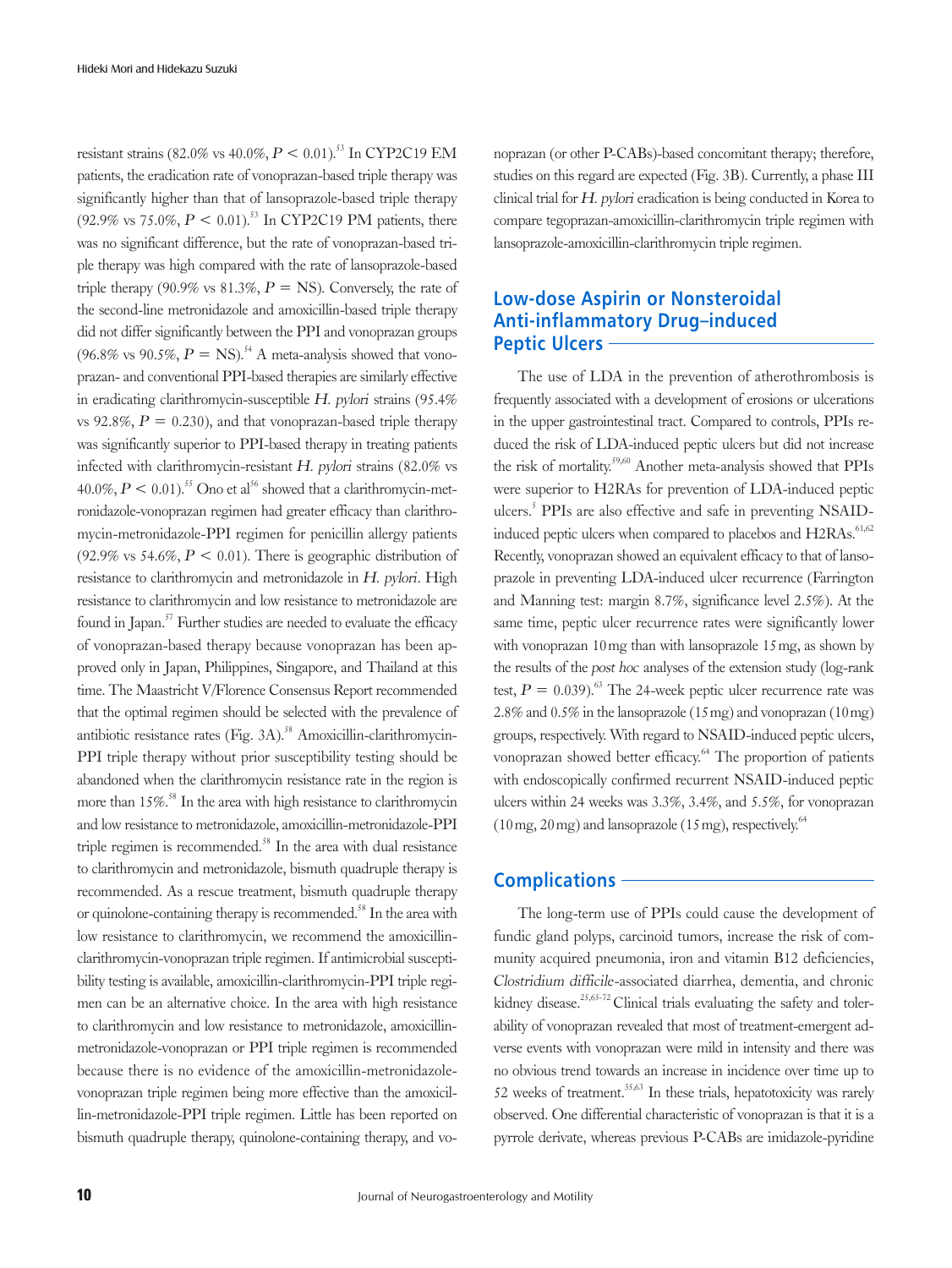resistant strains (82.0% vs 40.0%, $P < 0.01$).[53] In CYP2C19 EM patients, the eradication rate of vonoprazan-based triple therapy was significantly higher than that of lansoprazole-based triple therapy (92.9% vs 75.0%, $P < 0.01$).[53] In CYP2C19 PM patients, there was no significant difference, but the rate of vonoprazan-based triple therapy was high compared with the rate of lansoprazole-based triple therapy (90.9% vs 81.3%, $P =$ NS). Conversely, the rate of the second-line metronidazole and amoxicillin-based triple therapy did not differ significantly between the PPI and vonoprazan groups (96.8% vs 90.5%, $P =$ NS).[54] A meta-analysis showed that vonoprazan- and conventional PPI-based therapies are similarly effective in eradicating clarithromycin-susceptible *H. pylori* strains (95.4% vs 92.8%, $P = 0.230$), and that vonoprazan-based triple therapy was significantly superior to PPI-based therapy in treating patients infected with clarithromycin-resistant *H. pylori* strains (82.0% vs 40.0%, $P < 0.01$).[55] Ono et al[56] showed that a clarithromycin-metronidazole-vonoprazan regimen had greater efficacy than clarithromycin-metronidazole-PPI regimen for penicillin allergy patients (92.9% vs 54.6%, $P < 0.01$). There is geographic distribution of resistance to clarithromycin and metronidazole in *H. pylori*. High resistance to clarithromycin and low resistance to metronidazole are found in Japan.[57] Further studies are needed to evaluate the efficacy of vonoprazan-based therapy because vonoprazan has been approved only in Japan, Philippines, Singapore, and Thailand at this time. The Maastricht V/Florence Consensus Report recommended that the optimal regimen should be selected with the prevalence of antibiotic resistance rates (Fig. 3A).[58] Amoxicillin-clarithromycin-PPI triple therapy without prior susceptibility testing should be abandoned when the clarithromycin resistance rate in the region is more than 15%.[58] In the area with high resistance to clarithromycin and low resistance to metronidazole, amoxicillin-metronidazole-PPI triple regimen is recommended.[58] In the area with dual resistance to clarithromycin and metronidazole, bismuth quadruple therapy is recommended. As a rescue treatment, bismuth quadruple therapy or quinolone-containing therapy is recommended.[58] In the area with low resistance to clarithromycin, we recommend the amoxicillin-clarithromycin-vonoprazan triple regimen. If antimicrobial susceptibility testing is available, amoxicillin-clarithromycin-PPI triple regimen can be an alternative choice. In the area with high resistance to clarithromycin and low resistance to metronidazole, amoxicillin-metronidazole-vonoprazan or PPI triple regimen is recommended because there is no evidence of the amoxicillin-metronidazole-vonoprazan triple regimen being more effective than the amoxicillin-metronidazole-PPI triple regimen. Little has been reported on bismuth quadruple therapy, quinolone-containing therapy, and vonoprazan (or other P-CABs)-based concomitant therapy; therefore, studies on this regard are expected (Fig. 3B). Currently, a phase III clinical trial for *H. pylori* eradication is being conducted in Korea to compare tegoprazan-amoxicillin-clarithromycin triple regimen with lansoprazole-amoxicillin-clarithromycin triple regimen.

## Low-dose Aspirin or Nonsteroidal Anti-inflammatory Drug–induced Peptic Ulcers

The use of LDA in the prevention of atherothrombosis is frequently associated with a development of erosions or ulcerations in the upper gastrointestinal tract. Compared to controls, PPIs reduced the risk of LDA-induced peptic ulcers but did not increase the risk of mortality.[59,60] Another meta-analysis showed that PPIs were superior to H2RAs for prevention of LDA-induced peptic ulcers.[5] PPIs are also effective and safe in preventing NSAID-induced peptic ulcers when compared to placebos and H2RAs.[61,62] Recently, vonoprazan showed an equivalent efficacy to that of lansoprazole in preventing LDA-induced ulcer recurrence (Farrington and Manning test: margin 8.7%, significance level 2.5%). At the same time, peptic ulcer recurrence rates were significantly lower with vonoprazan 10 mg than with lansoprazole 15 mg, as shown by the results of the *post hoc* analyses of the extension study (log-rank test, $P = 0.039$).[63] The 24-week peptic ulcer recurrence rate was 2.8% and 0.5% in the lansoprazole (15 mg) and vonoprazan (10 mg) groups, respectively. With regard to NSAID-induced peptic ulcers, vonoprazan showed better efficacy.[64] The proportion of patients with endoscopically confirmed recurrent NSAID-induced peptic ulcers within 24 weeks was 3.3%, 3.4%, and 5.5%, for vonoprazan (10 mg, 20 mg) and lansoprazole (15 mg), respectively.[64]

## Complications

The long-term use of PPIs could cause the development of fundic gland polyps, carcinoid tumors, increase the risk of community acquired pneumonia, iron and vitamin B12 deficiencies, *Clostridium difficile*-associated diarrhea, dementia, and chronic kidney disease.[25,65-72] Clinical trials evaluating the safety and tolerability of vonoprazan revealed that most of treatment-emergent adverse events with vonoprazan were mild in intensity and there was no obvious trend towards an increase in incidence over time up to 52 weeks of treatment.[35,63] In these trials, hepatotoxicity was rarely observed. One differential characteristic of vonoprazan is that it is a pyrrole derivate, whereas previous P-CABs are imidazole-pyridine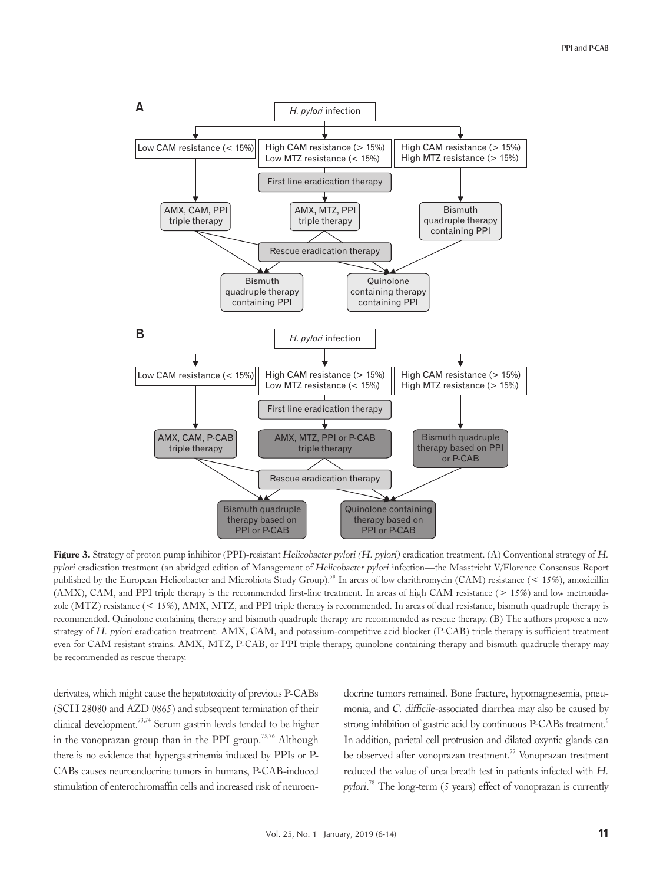**A**

H. pylori infection

- Low CAM resistance (< 15%) → AMX, CAM, PPI triple therapy
- High CAM resistance (> 15%), Low MTZ resistance (< 15%) → First line eradication therapy → AMX, MTZ, PPI triple therapy
- High CAM resistance (> 15%), High MTZ resistance (> 15%) → Bismuth quadruple therapy containing PPI

Rescue eradication therapy → Bismuth quadruple therapy containing PPI; Quinolone containing therapy containing PPI

**B**

H. pylori infection

- Low CAM resistance (< 15%) → AMX, CAM, P-CAB triple therapy
- High CAM resistance (> 15%), Low MTZ resistance (< 15%) → First line eradication therapy → AMX, MTZ, PPI or P-CAB triple therapy
- High CAM resistance (> 15%), High MTZ resistance (> 15%) → Bismuth quadruple therapy based on PPI or P-CAB

Rescue eradication therapy → Bismuth quadruple therapy based on PPI or P-CAB; Quinolone containing therapy based on PPI or P-CAB

**Figure 3.** Strategy of proton pump inhibitor (PPI)-resistant *Helicobacter pylori (H. pylori)* eradication treatment. (A) Conventional strategy of *H. pylori* eradication treatment (an abridged edition of Management of *Helicobacter pylori* infection—the Maastricht V/Florence Consensus Report published by the European Helicobacter and Microbiota Study Group).[58] In areas of low clarithromycin (CAM) resistance (< 15%), amoxicillin (AMX), CAM, and PPI triple therapy is the recommended first-line treatment. In areas of high CAM resistance (> 15%) and low metronidazole (MTZ) resistance (< 15%), AMX, MTZ, and PPI triple therapy is recommended. In areas of dual resistance, bismuth quadruple therapy is recommended. Quinolone containing therapy and bismuth quadruple therapy are recommended as rescue therapy. (B) The authors propose a new strategy of *H. pylori* eradication treatment. AMX, CAM, and potassium-competitive acid blocker (P-CAB) triple therapy is sufficient treatment even for CAM resistant strains. AMX, MTZ, P-CAB, or PPI triple therapy, quinolone containing therapy and bismuth quadruple therapy may be recommended as rescue therapy.

derivates, which might cause the hepatotoxicity of previous P-CABs (SCH 28080 and AZD 0865) and subsequent termination of their clinical development.[73,74] Serum gastrin levels tended to be higher in the vonoprazan group than in the PPI group.[75,76] Although there is no evidence that hypergastrinemia induced by PPIs or P-CABs causes neuroendocrine tumors in humans, P-CAB-induced stimulation of enterochromaffin cells and increased risk of neuroendocrine tumors remained. Bone fracture, hypomagnesemia, pneumonia, and *C. difficile*-associated diarrhea may also be caused by strong inhibition of gastric acid by continuous P-CABs treatment.[6] In addition, parietal cell protrusion and dilated oxyntic glands can be observed after vonoprazan treatment.[77] Vonoprazan treatment reduced the value of urea breath test in patients infected with *H. pylori*.[78] The long-term (5 years) effect of vonoprazan is currently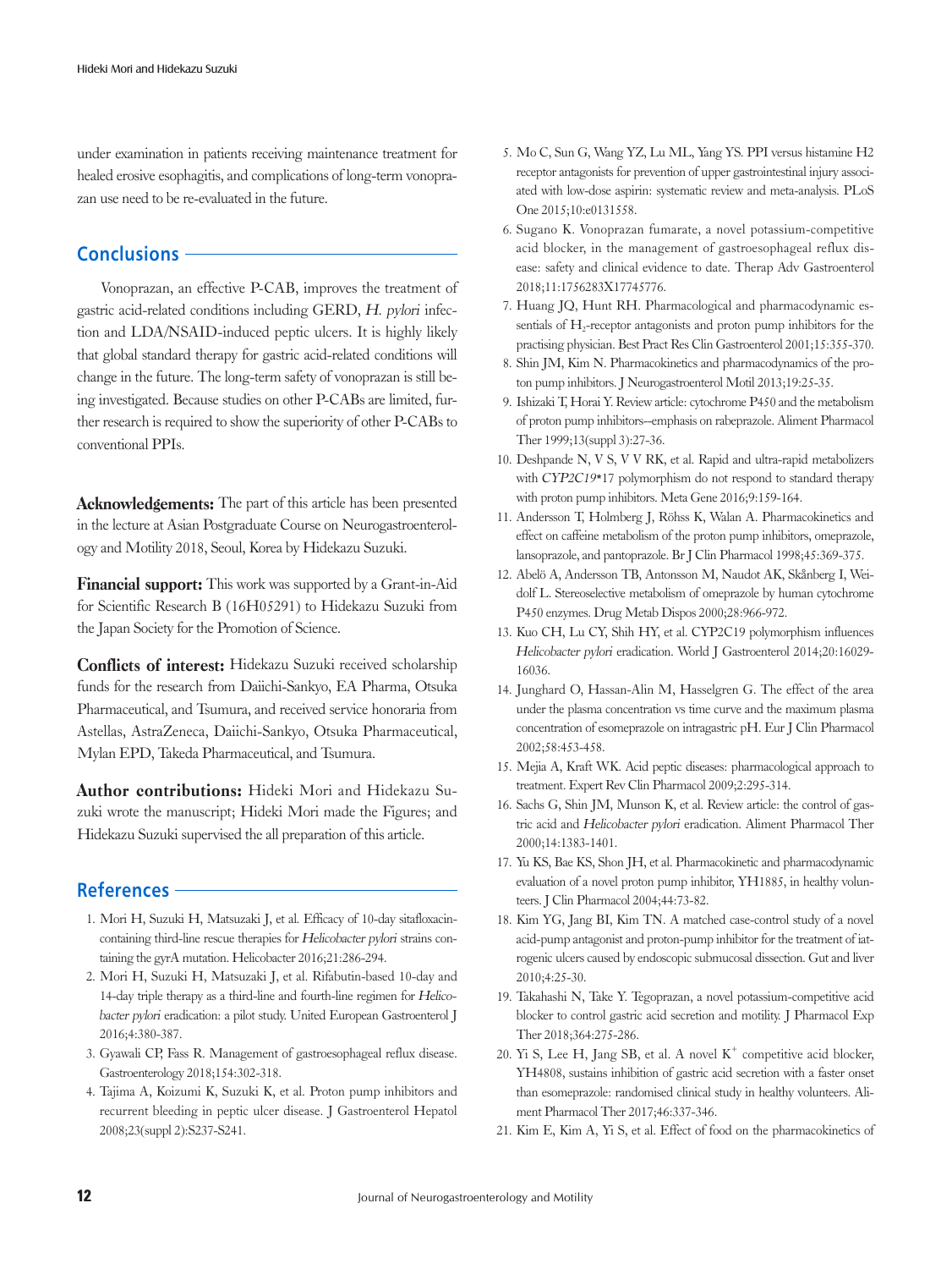under examination in patients receiving maintenance treatment for healed erosive esophagitis, and complications of long-term vonoprazan use need to be re-evaluated in the future.

## Conclusions

Vonoprazan, an effective P-CAB, improves the treatment of gastric acid-related conditions including GERD, *H. pylori* infection and LDA/NSAID-induced peptic ulcers. It is highly likely that global standard therapy for gastric acid-related conditions will change in the future. The long-term safety of vonoprazan is still being investigated. Because studies on other P-CABs are limited, further research is required to show the superiority of other P-CABs to conventional PPIs.

**Acknowledgements:** The part of this article has been presented in the lecture at Asian Postgraduate Course on Neurogastroenterology and Motility 2018, Seoul, Korea by Hidekazu Suzuki.

**Financial support:** This work was supported by a Grant-in-Aid for Scientific Research B (16H05291) to Hidekazu Suzuki from the Japan Society for the Promotion of Science.

**Conflicts of interest:** Hidekazu Suzuki received scholarship funds for the research from Daiichi-Sankyo, EA Pharma, Otsuka Pharmaceutical, and Tsumura, and received service honoraria from Astellas, AstraZeneca, Daiichi-Sankyo, Otsuka Pharmaceutical, Mylan EPD, Takeda Pharmaceutical, and Tsumura.

**Author contributions:** Hideki Mori and Hidekazu Suzuki wrote the manuscript; Hideki Mori made the Figures; and Hidekazu Suzuki supervised the all preparation of this article.

## References

1. Mori H, Suzuki H, Matsuzaki J, et al. Efficacy of 10-day sitafloxacin-containing third-line rescue therapies for *Helicobacter pylori* strains containing the gyrA mutation. Helicobacter 2016;21:286-294.
2. Mori H, Suzuki H, Matsuzaki J, et al. Rifabutin-based 10-day and 14-day triple therapy as a third-line and fourth-line regimen for *Helicobacter pylori* eradication: a pilot study. United European Gastroenterol J 2016;4:380-387.
3. Gyawali CP, Fass R. Management of gastroesophageal reflux disease. Gastroenterology 2018;154:302-318.
4. Tajima A, Koizumi K, Suzuki K, et al. Proton pump inhibitors and recurrent bleeding in peptic ulcer disease. J Gastroenterol Hepatol 2008;23(suppl 2):S237-S241.
5. Mo C, Sun G, Wang YZ, Lu ML, Yang YS. PPI versus histamine H2 receptor antagonists for prevention of upper gastrointestinal injury associated with low-dose aspirin: systematic review and meta-analysis. PLoS One 2015;10:e0131558.
6. Sugano K. Vonoprazan fumarate, a novel potassium-competitive acid blocker, in the management of gastroesophageal reflux disease: safety and clinical evidence to date. Therap Adv Gastroenterol 2018;11:1756283X17745776.
7. Huang JQ, Hunt RH. Pharmacological and pharmacodynamic essentials of $H_2$-receptor antagonists and proton pump inhibitors for the practising physician. Best Pract Res Clin Gastroenterol 2001;15:355-370.
8. Shin JM, Kim N. Pharmacokinetics and pharmacodynamics of the proton pump inhibitors. J Neurogastroenterol Motil 2013;19:25-35.
9. Ishizaki T, Horai Y. Review article: cytochrome P450 and the metabolism of proton pump inhibitors--emphasis on rabeprazole. Aliment Pharmacol Ther 1999;13(suppl 3):27-36.
10. Deshpande N, V S, V V RK, et al. Rapid and ultra-rapid metabolizers with *CYP2C19*\*17 polymorphism do not respond to standard therapy with proton pump inhibitors. Meta Gene 2016;9:159-164.
11. Andersson T, Holmberg J, Röhss K, Walan A. Pharmacokinetics and effect on caffeine metabolism of the proton pump inhibitors, omeprazole, lansoprazole, and pantoprazole. Br J Clin Pharmacol 1998;45:369-375.
12. Abelö A, Andersson TB, Antonsson M, Naudot AK, Skånberg I, Weidolf L. Stereoselective metabolism of omeprazole by human cytochrome P450 enzymes. Drug Metab Dispos 2000;28:966-972.
13. Kuo CH, Lu CY, Shih HY, et al. CYP2C19 polymorphism influences *Helicobacter pylori* eradication. World J Gastroenterol 2014;20:16029-16036.
14. Junghard O, Hassan-Alin M, Hasselgren G. The effect of the area under the plasma concentration vs time curve and the maximum plasma concentration of esomeprazole on intragastric pH. Eur J Clin Pharmacol 2002;58:453-458.
15. Mejia A, Kraft WK. Acid peptic diseases: pharmacological approach to treatment. Expert Rev Clin Pharmacol 2009;2:295-314.
16. Sachs G, Shin JM, Munson K, et al. Review article: the control of gastric acid and *Helicobacter pylori* eradication. Aliment Pharmacol Ther 2000;14:1383-1401.
17. Yu KS, Bae KS, Shon JH, et al. Pharmacokinetic and pharmacodynamic evaluation of a novel proton pump inhibitor, YH1885, in healthy volunteers. J Clin Pharmacol 2004;44:73-82.
18. Kim YG, Jang BI, Kim TN. A matched case-control study of a novel acid-pump antagonist and proton-pump inhibitor for the treatment of iatrogenic ulcers caused by endoscopic submucosal dissection. Gut and liver 2010;4:25-30.
19. Takahashi N, Take Y. Tegoprazan, a novel potassium-competitive acid blocker to control gastric acid secretion and motility. J Pharmacol Exp Ther 2018;364:275-286.
20. Yi S, Lee H, Jang SB, et al. A novel $K^+$ competitive acid blocker, YH4808, sustains inhibition of gastric acid secretion with a faster onset than esomeprazole: randomised clinical study in healthy volunteers. Aliment Pharmacol Ther 2017;46:337-346.
21. Kim E, Kim A, Yi S, et al. Effect of food on the pharmacokinetics of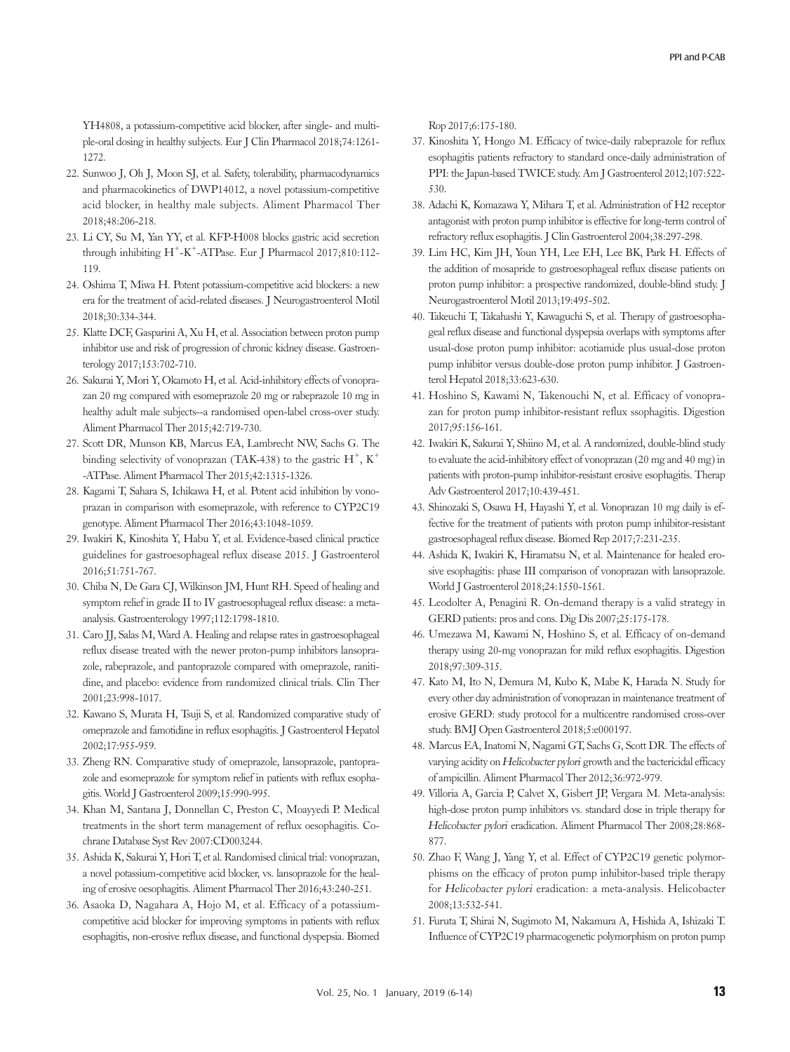YH4808, a potassium-competitive acid blocker, after single- and multiple-oral dosing in healthy subjects. Eur J Clin Pharmacol 2018;74:1261-1272.

22. Sunwoo J, Oh J, Moon SJ, et al. Safety, tolerability, pharmacodynamics and pharmacokinetics of DWP14012, a novel potassium-competitive acid blocker, in healthy male subjects. Aliment Pharmacol Ther 2018;48:206-218.
23. Li CY, Su M, Yan YY, et al. KFP-H008 blocks gastric acid secretion through inhibiting $H^+$-$K^+$-ATPase. Eur J Pharmacol 2017;810:112-119.
24. Oshima T, Miwa H. Potent potassium-competitive acid blockers: a new era for the treatment of acid-related diseases. J Neurogastroenterol Motil 2018;30:334-344.
25. Klatte DCF, Gasparini A, Xu H, et al. Association between proton pump inhibitor use and risk of progression of chronic kidney disease. Gastroenterology 2017;153:702-710.
26. Sakurai Y, Mori Y, Okamoto H, et al. Acid-inhibitory effects of vonoprazan 20 mg compared with esomeprazole 20 mg or rabeprazole 10 mg in healthy adult male subjects--a randomised open-label cross-over study. Aliment Pharmacol Ther 2015;42:719-730.
27. Scott DR, Munson KB, Marcus EA, Lambrecht NW, Sachs G. The binding selectivity of vonoprazan (TAK-438) to the gastric $H^+$, $K^+$-ATPase. Aliment Pharmacol Ther 2015;42:1315-1326.
28. Kagami T, Sahara S, Ichikawa H, et al. Potent acid inhibition by vonoprazan in comparison with esomeprazole, with reference to CYP2C19 genotype. Aliment Pharmacol Ther 2016;43:1048-1059.
29. Iwakiri K, Kinoshita Y, Habu Y, et al. Evidence-based clinical practice guidelines for gastroesophageal reflux disease 2015. J Gastroenterol 2016;51:751-767.
30. Chiba N, De Gara CJ, Wilkinson JM, Hunt RH. Speed of healing and symptom relief in grade II to IV gastroesophageal reflux disease: a meta-analysis. Gastroenterology 1997;112:1798-1810.
31. Caro JJ, Salas M, Ward A. Healing and relapse rates in gastroesophageal reflux disease treated with the newer proton-pump inhibitors lansoprazole, rabeprazole, and pantoprazole compared with omeprazole, ranitidine, and placebo: evidence from randomized clinical trials. Clin Ther 2001;23:998-1017.
32. Kawano S, Murata H, Tsuji S, et al. Randomized comparative study of omeprazole and famotidine in reflux esophagitis. J Gastroenterol Hepatol 2002;17:955-959.
33. Zheng RN. Comparative study of omeprazole, lansoprazole, pantoprazole and esomeprazole for symptom relief in patients with reflux esophagitis. World J Gastroenterol 2009;15:990-995.
34. Khan M, Santana J, Donnellan C, Preston C, Moayyedi P. Medical treatments in the short term management of reflux oesophagitis. Cochrane Database Syst Rev 2007:CD003244.
35. Ashida K, Sakurai Y, Hori T, et al. Randomised clinical trial: vonoprazan, a novel potassium-competitive acid blocker, vs. lansoprazole for the healing of erosive oesophagitis. Aliment Pharmacol Ther 2016;43:240-251.
36. Asaoka D, Nagahara A, Hojo M, et al. Efficacy of a potassium-competitive acid blocker for improving symptoms in patients with reflux esophagitis, non-erosive reflux disease, and functional dyspepsia. Biomed Rop 2017;6:175-180.
37. Kinoshita Y, Hongo M. Efficacy of twice-daily rabeprazole for reflux esophagitis patients refractory to standard once-daily administration of PPI: the Japan-based TWICE study. Am J Gastroenterol 2012;107:522-530.
38. Adachi K, Komazawa Y, Mihara T, et al. Administration of H2 receptor antagonist with proton pump inhibitor is effective for long-term control of refractory reflux esophagitis. J Clin Gastroenterol 2004;38:297-298.
39. Lim HC, Kim JH, Youn YH, Lee EH, Lee BK, Park H. Effects of the addition of mosapride to gastroesophageal reflux disease patients on proton pump inhibitor: a prospective randomized, double-blind study. J Neurogastroenterol Motil 2013;19:495-502.
40. Takeuchi T, Takahashi Y, Kawaguchi S, et al. Therapy of gastroesophageal reflux disease and functional dyspepsia overlaps with symptoms after usual-dose proton pump inhibitor: acotiamide plus usual-dose proton pump inhibitor versus double-dose proton pump inhibitor. J Gastroenterol Hepatol 2018;33:623-630.
41. Hoshino S, Kawami N, Takenouchi N, et al. Efficacy of vonoprazan for proton pump inhibitor-resistant reflux ssophagitis. Digestion 2017;95:156-161.
42. Iwakiri K, Sakurai Y, Shiino M, et al. A randomized, double-blind study to evaluate the acid-inhibitory effect of vonoprazan (20 mg and 40 mg) in patients with proton-pump inhibitor-resistant erosive esophagitis. Therap Adv Gastroenterol 2017;10:439-451.
43. Shinozaki S, Osawa H, Hayashi Y, et al. Vonoprazan 10 mg daily is effective for the treatment of patients with proton pump inhibitor-resistant gastroesophageal reflux disease. Biomed Rep 2017;7:231-235.
44. Ashida K, Iwakiri K, Hiramatsu N, et al. Maintenance for healed erosive esophagitis: phase III comparison of vonoprazan with lansoprazole. World J Gastroenterol 2018;24:1550-1561.
45. Leodolter A, Penagini R. On-demand therapy is a valid strategy in GERD patients: pros and cons. Dig Dis 2007;25:175-178.
46. Umezawa M, Kawami N, Hoshino S, et al. Efficacy of on-demand therapy using 20-mg vonoprazan for mild reflux esophagitis. Digestion 2018;97:309-315.
47. Kato M, Ito N, Demura M, Kubo K, Mabe K, Harada N. Study for every other day administration of vonoprazan in maintenance treatment of erosive GERD: study protocol for a multicentre randomised cross-over study. BMJ Open Gastroenterol 2018;5:e000197.
48. Marcus EA, Inatomi N, Nagami GT, Sachs G, Scott DR. The effects of varying acidity on *Helicobacter pylori* growth and the bactericidal efficacy of ampicillin. Aliment Pharmacol Ther 2012;36:972-979.
49. Villoria A, Garcia P, Calvet X, Gisbert JP, Vergara M. Meta-analysis: high-dose proton pump inhibitors vs. standard dose in triple therapy for *Helicobacter pylori* eradication. Aliment Pharmacol Ther 2008;28:868-877.
50. Zhao F, Wang J, Yang Y, et al. Effect of CYP2C19 genetic polymorphisms on the efficacy of proton pump inhibitor-based triple therapy for *Helicobacter pylori* eradication: a meta-analysis. Helicobacter 2008;13:532-541.
51. Furuta T, Shirai N, Sugimoto M, Nakamura A, Hishida A, Ishizaki T. Influence of CYP2C19 pharmacogenetic polymorphism on proton pump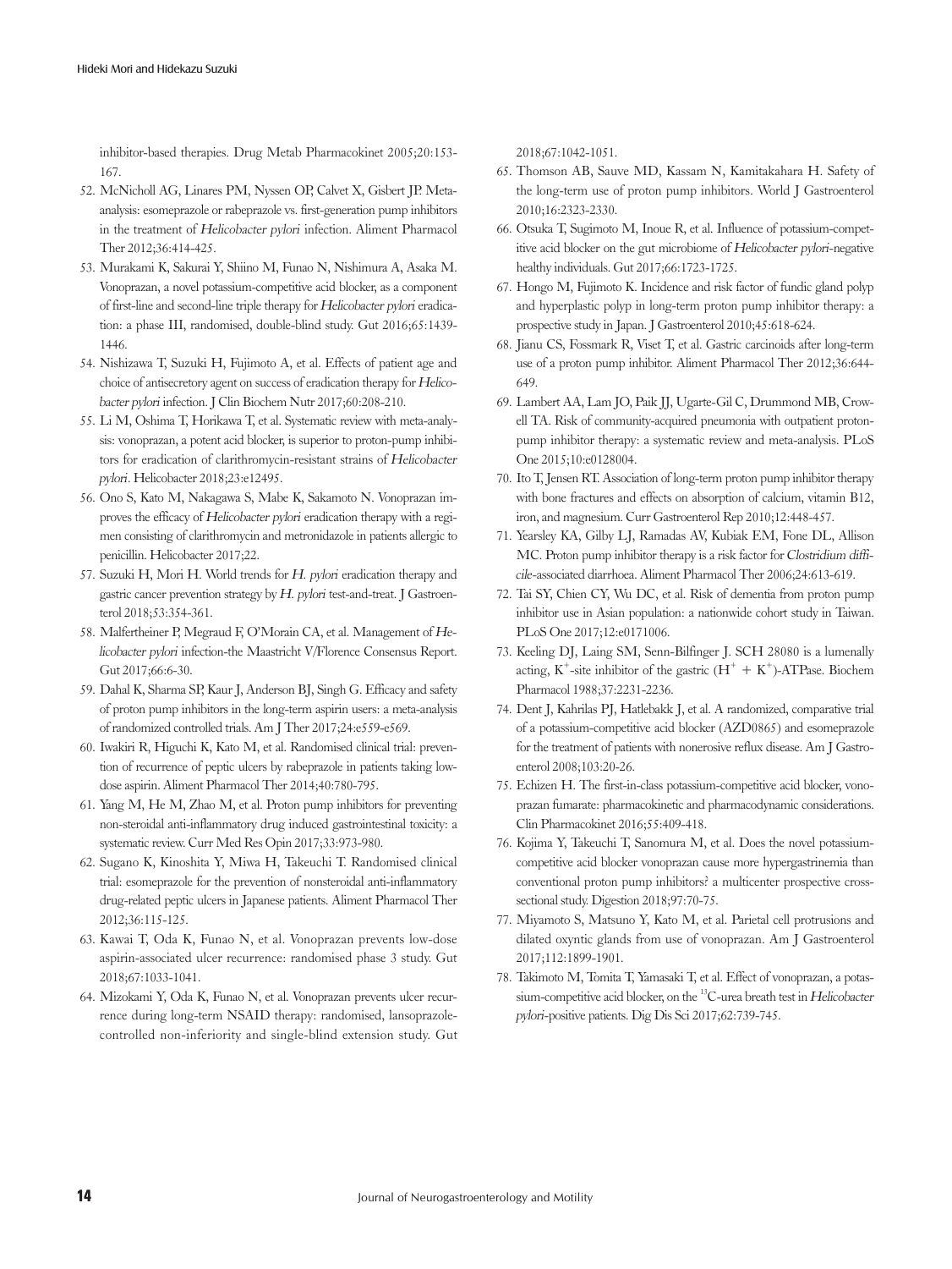inhibitor-based therapies. Drug Metab Pharmacokinet 2005;20:153-167.

52. McNicholl AG, Linares PM, Nyssen OP, Calvet X, Gisbert JP. Meta-analysis: esomeprazole or rabeprazole vs. first-generation pump inhibitors in the treatment of *Helicobacter pylori* infection. Aliment Pharmacol Ther 2012;36:414-425.
53. Murakami K, Sakurai Y, Shiino M, Funao N, Nishimura A, Asaka M. Vonoprazan, a novel potassium-competitive acid blocker, as a component of first-line and second-line triple therapy for *Helicobacter pylori* eradication: a phase III, randomised, double-blind study. Gut 2016;65:1439-1446.
54. Nishizawa T, Suzuki H, Fujimoto A, et al. Effects of patient age and choice of antisecretory agent on success of eradication therapy for *Helicobacter pylori* infection. J Clin Biochem Nutr 2017;60:208-210.
55. Li M, Oshima T, Horikawa T, et al. Systematic review with meta-analysis: vonoprazan, a potent acid blocker, is superior to proton-pump inhibitors for eradication of clarithromycin-resistant strains of *Helicobacter pylori*. Helicobacter 2018;23:e12495.
56. Ono S, Kato M, Nakagawa S, Mabe K, Sakamoto N. Vonoprazan improves the efficacy of *Helicobacter pylori* eradication therapy with a regimen consisting of clarithromycin and metronidazole in patients allergic to penicillin. Helicobacter 2017;22.
57. Suzuki H, Mori H. World trends for *H. pylori* eradication therapy and gastric cancer prevention strategy by *H. pylori* test-and-treat. J Gastroenterol 2018;53:354-361.
58. Malfertheiner P, Megraud F, O'Morain CA, et al. Management of *Helicobacter pylori* infection-the Maastricht V/Florence Consensus Report. Gut 2017;66:6-30.
59. Dahal K, Sharma SP, Kaur J, Anderson BJ, Singh G. Efficacy and safety of proton pump inhibitors in the long-term aspirin users: a meta-analysis of randomized controlled trials. Am J Ther 2017;24:e559-e569.
60. Iwakiri R, Higuchi K, Kato M, et al. Randomised clinical trial: prevention of recurrence of peptic ulcers by rabeprazole in patients taking low-dose aspirin. Aliment Pharmacol Ther 2014;40:780-795.
61. Yang M, He M, Zhao M, et al. Proton pump inhibitors for preventing non-steroidal anti-inflammatory drug induced gastrointestinal toxicity: a systematic review. Curr Med Res Opin 2017;33:973-980.
62. Sugano K, Kinoshita Y, Miwa H, Takeuchi T. Randomised clinical trial: esomeprazole for the prevention of nonsteroidal anti-inflammatory drug-related peptic ulcers in Japanese patients. Aliment Pharmacol Ther 2012;36:115-125.
63. Kawai T, Oda K, Funao N, et al. Vonoprazan prevents low-dose aspirin-associated ulcer recurrence: randomised phase 3 study. Gut 2018;67:1033-1041.
64. Mizokami Y, Oda K, Funao N, et al. Vonoprazan prevents ulcer recurrence during long-term NSAID therapy: randomised, lansoprazole-controlled non-inferiority and single-blind extension study. Gut 2018;67:1042-1051.
65. Thomson AB, Sauve MD, Kassam N, Kamitakahara H. Safety of the long-term use of proton pump inhibitors. World J Gastroenterol 2010;16:2323-2330.
66. Otsuka T, Sugimoto M, Inoue R, et al. Influence of potassium-competitive acid blocker on the gut microbiome of *Helicobacter pylori*-negative healthy individuals. Gut 2017;66:1723-1725.
67. Hongo M, Fujimoto K. Incidence and risk factor of fundic gland polyp and hyperplastic polyp in long-term proton pump inhibitor therapy: a prospective study in Japan. J Gastroenterol 2010;45:618-624.
68. Jianu CS, Fossmark R, Viset T, et al. Gastric carcinoids after long-term use of a proton pump inhibitor. Aliment Pharmacol Ther 2012;36:644-649.
69. Lambert AA, Lam JO, Paik JJ, Ugarte-Gil C, Drummond MB, Crowell TA. Risk of community-acquired pneumonia with outpatient proton-pump inhibitor therapy: a systematic review and meta-analysis. PLoS One 2015;10:e0128004.
70. Ito T, Jensen RT. Association of long-term proton pump inhibitor therapy with bone fractures and effects on absorption of calcium, vitamin B12, iron, and magnesium. Curr Gastroenterol Rep 2010;12:448-457.
71. Yearsley KA, Gilby LJ, Ramadas AV, Kubiak EM, Fone DL, Allison MC. Proton pump inhibitor therapy is a risk factor for *Clostridium difficile*-associated diarrhoea. Aliment Pharmacol Ther 2006;24:613-619.
72. Tai SY, Chien CY, Wu DC, et al. Risk of dementia from proton pump inhibitor use in Asian population: a nationwide cohort study in Taiwan. PLoS One 2017;12:e0171006.
73. Keeling DJ, Laing SM, Senn-Bilfinger J. SCH 28080 is a lumenally acting, $K^+$-site inhibitor of the gastric $(H^+ + K^+)$-ATPase. Biochem Pharmacol 1988;37:2231-2236.
74. Dent J, Kahrilas PJ, Hatlebakk J, et al. A randomized, comparative trial of a potassium-competitive acid blocker (AZD0865) and esomeprazole for the treatment of patients with nonerosive reflux disease. Am J Gastroenterol 2008;103:20-26.
75. Echizen H. The first-in-class potassium-competitive acid blocker, vonoprazan fumarate: pharmacokinetic and pharmacodynamic considerations. Clin Pharmacokinet 2016;55:409-418.
76. Kojima Y, Takeuchi T, Sanomura M, et al. Does the novel potassium-competitive acid blocker vonoprazan cause more hypergastrinemia than conventional proton pump inhibitors? a multicenter prospective cross-sectional study. Digestion 2018;97:70-75.
77. Miyamoto S, Matsuno Y, Kato M, et al. Parietal cell protrusions and dilated oxyntic glands from use of vonoprazan. Am J Gastroenterol 2017;112:1899-1901.
78. Takimoto M, Tomita T, Yamasaki T, et al. Effect of vonoprazan, a potassium-competitive acid blocker, on the $^{13}C$-urea breath test in *Helicobacter pylori*-positive patients. Dig Dis Sci 2017;62:739-745.